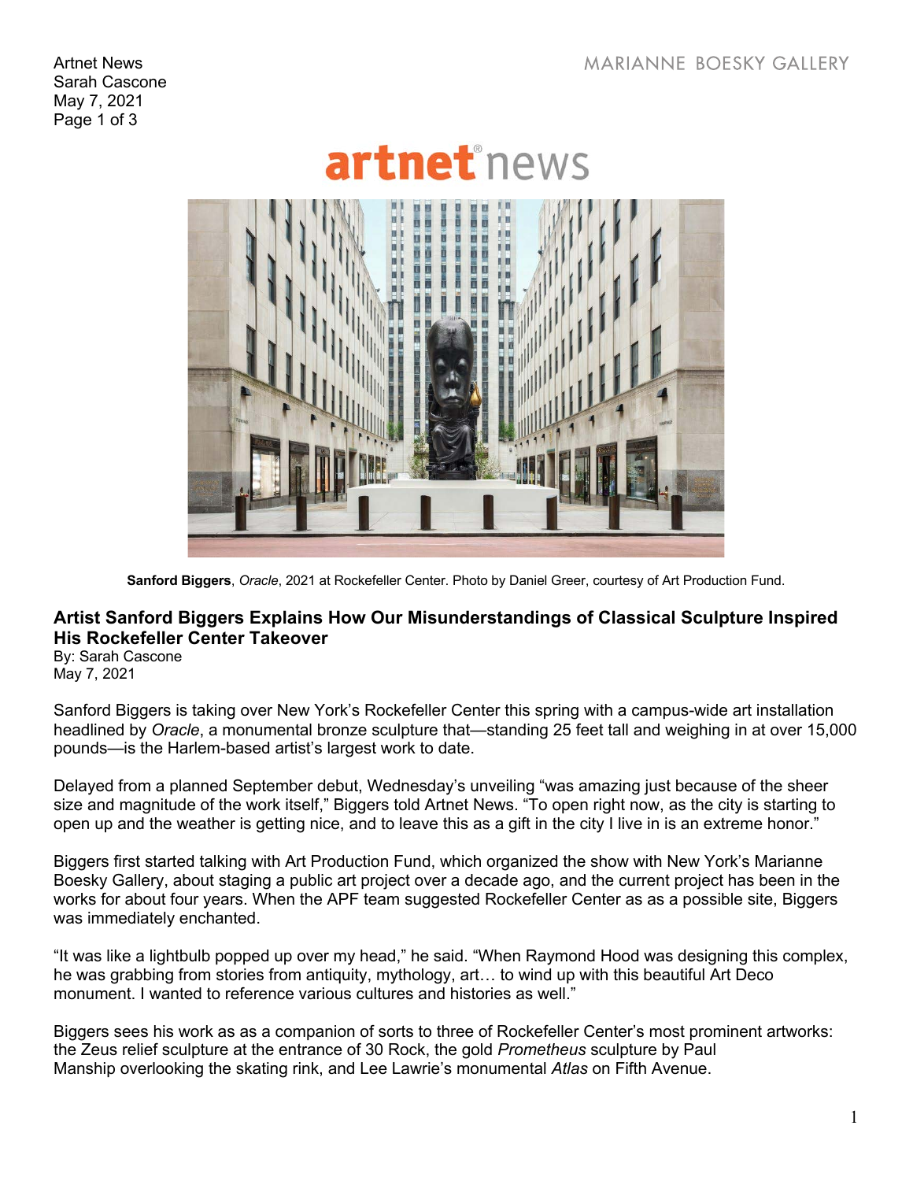Artnet News
Sarah Cascone
May 7, 2021

MARIANNE BOESKY GALLERY

artnet news

**Sanford Biggers**, *Oracle*, 2021 at Rockefeller Center. Photo by Daniel Greer, courtesy of Art Production Fund.

## Artist Sanford Biggers Explains How Our Misunderstandings of Classical Sculpture Inspired His Rockefeller Center Takeover

By: Sarah Cascone
May 7, 2021

Sanford Biggers is taking over New York's Rockefeller Center this spring with a campus-wide art installation headlined by *Oracle*, a monumental bronze sculpture that—standing 25 feet tall and weighing in at over 15,000 pounds—is the Harlem-based artist's largest work to date.

Delayed from a planned September debut, Wednesday's unveiling "was amazing just because of the sheer size and magnitude of the work itself," Biggers told Artnet News. "To open right now, as the city is starting to open up and the weather is getting nice, and to leave this as a gift in the city I live in is an extreme honor."

Biggers first started talking with Art Production Fund, which organized the show with New York's Marianne Boesky Gallery, about staging a public art project over a decade ago, and the current project has been in the works for about four years. When the APF team suggested Rockefeller Center as as a possible site, Biggers was immediately enchanted.

"It was like a lightbulb popped up over my head," he said. "When Raymond Hood was designing this complex, he was grabbing from stories from antiquity, mythology, art… to wind up with this beautiful Art Deco monument. I wanted to reference various cultures and histories as well."

Biggers sees his work as as a companion of sorts to three of Rockefeller Center's most prominent artworks: the Zeus relief sculpture at the entrance of 30 Rock, the gold *Prometheus* sculpture by Paul Manship overlooking the skating rink, and Lee Lawrie's monumental *Atlas* on Fifth Avenue.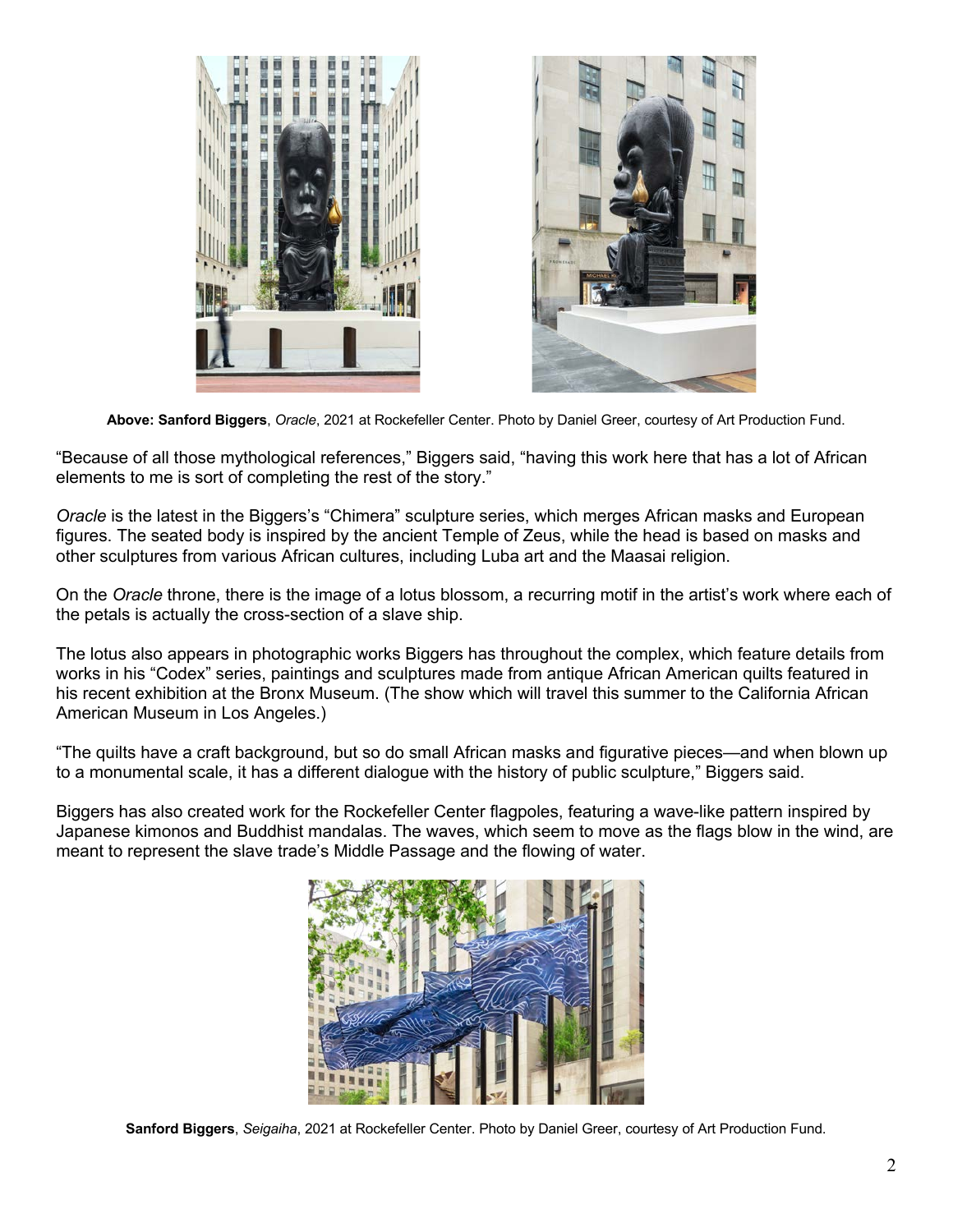**Above: Sanford Biggers**, *Oracle*, 2021 at Rockefeller Center. Photo by Daniel Greer, courtesy of Art Production Fund.

"Because of all those mythological references," Biggers said, "having this work here that has a lot of African elements to me is sort of completing the rest of the story."

*Oracle* is the latest in the Biggers's "Chimera" sculpture series, which merges African masks and European figures. The seated body is inspired by the ancient Temple of Zeus, while the head is based on masks and other sculptures from various African cultures, including Luba art and the Maasai religion.

On the *Oracle* throne, there is the image of a lotus blossom, a recurring motif in the artist's work where each of the petals is actually the cross-section of a slave ship.

The lotus also appears in photographic works Biggers has throughout the complex, which feature details from works in his "Codex" series, paintings and sculptures made from antique African American quilts featured in his recent exhibition at the Bronx Museum. (The show which will travel this summer to the California African American Museum in Los Angeles.)

"The quilts have a craft background, but so do small African masks and figurative pieces—and when blown up to a monumental scale, it has a different dialogue with the history of public sculpture," Biggers said.

Biggers has also created work for the Rockefeller Center flagpoles, featuring a wave-like pattern inspired by Japanese kimonos and Buddhist mandalas. The waves, which seem to move as the flags blow in the wind, are meant to represent the slave trade's Middle Passage and the flowing of water.

**Sanford Biggers**, *Seigaiha*, 2021 at Rockefeller Center. Photo by Daniel Greer, courtesy of Art Production Fund.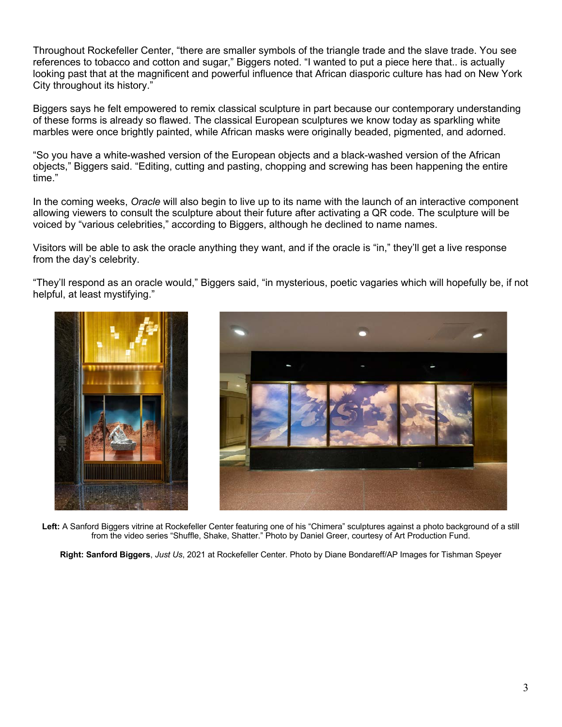Throughout Rockefeller Center, “there are smaller symbols of the triangle trade and the slave trade. You see references to tobacco and cotton and sugar,” Biggers noted. “I wanted to put a piece here that.. is actually looking past that at the magnificent and powerful influence that African diasporic culture has had on New York City throughout its history.”

Biggers says he felt empowered to remix classical sculpture in part because our contemporary understanding of these forms is already so flawed. The classical European sculptures we know today as sparkling white marbles were once brightly painted, while African masks were originally beaded, pigmented, and adorned.

“So you have a white-washed version of the European objects and a black-washed version of the African objects,” Biggers said. “Editing, cutting and pasting, chopping and screwing has been happening the entire time.”

In the coming weeks, *Oracle* will also begin to live up to its name with the launch of an interactive component allowing viewers to consult the sculpture about their future after activating a QR code. The sculpture will be voiced by “various celebrities,” according to Biggers, although he declined to name names.

Visitors will be able to ask the oracle anything they want, and if the oracle is “in,” they’ll get a live response from the day’s celebrity.

“They’ll respond as an oracle would,” Biggers said, “in mysterious, poetic vagaries which will hopefully be, if not helpful, at least mystifying.”

**Left:** A Sanford Biggers vitrine at Rockefeller Center featuring one of his “Chimera” sculptures against a photo background of a still from the video series “Shuffle, Shake, Shatter.” Photo by Daniel Greer, courtesy of Art Production Fund.

**Right: Sanford Biggers**, *Just Us*, 2021 at Rockefeller Center. Photo by Diane Bondareff/AP Images for Tishman Speyer